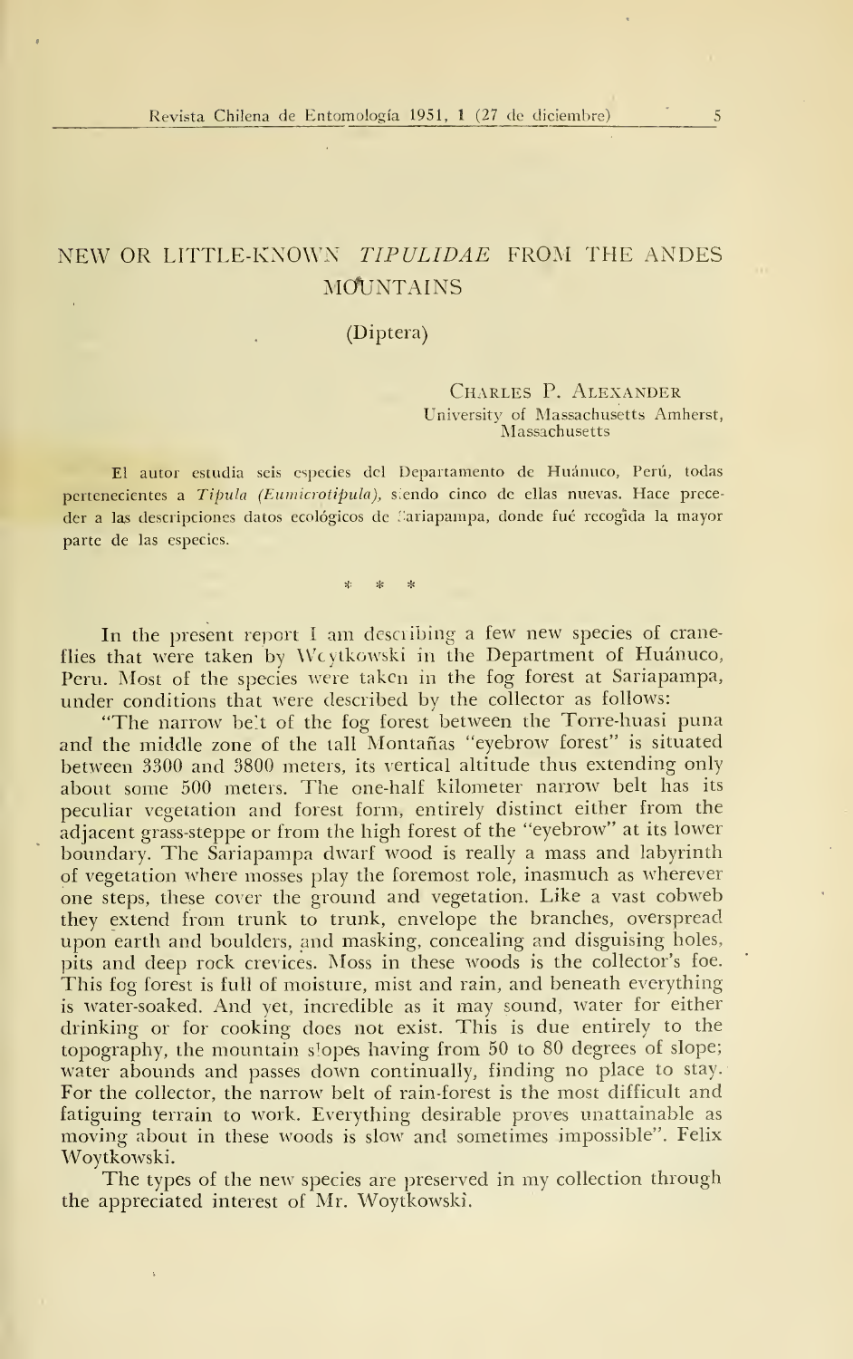# NEW OR LITTLE-KNOWN *TIPULIDAE* FROM THE ANDES MOUNTAINS

(Diptera)

CHARLES P. ALEXANDER
University of Massachusetts Amherst, Massachusetts

El autor estudia seis especies del Departamento de Huánuco, Perú, todas pertenecientes a *Tipula (Eumicrotipula)*, siendo cinco de ellas nuevas. Hace preceder a las descripciones datos ecológicos de Sariapampa, donde fué recogida la mayor parte de las especies.

\* \* \*

In the present report I am describing a few new species of crane-flies that were taken by Woytkowski in the Department of Huánuco, Peru. Most of the species were taken in the fog forest at Sariapampa, under conditions that were described by the collector as follows:

"The narrow belt of the fog forest between the Torre-huasi puna and the middle zone of the tall Montañas "eyebrow forest" is situated between 3300 and 3800 meters, its vertical altitude thus extending only about some 500 meters. The one-half kilometer narrow belt has its peculiar vegetation and forest form, entirely distinct either from the adjacent grass-steppe or from the high forest of the "eyebrow" at its lower boundary. The Sariapampa dwarf wood is really a mass and labyrinth of vegetation where mosses play the foremost role, inasmuch as wherever one steps, these cover the ground and vegetation. Like a vast cobweb they extend from trunk to trunk, envelope the branches, overspread upon earth and boulders, and masking, concealing and disguising holes, pits and deep rock crevices. Moss in these woods is the collector's foe. This fog forest is full of moisture, mist and rain, and beneath everything is water-soaked. And yet, incredible as it may sound, water for either drinking or for cooking does not exist. This is due entirely to the topography, the mountain slopes having from 50 to 80 degrees of slope; water abounds and passes down continually, finding no place to stay. For the collector, the narrow belt of rain-forest is the most difficult and fatiguing terrain to work. Everything desirable proves unattainable as moving about in these woods is slow and sometimes impossible". Felix Woytkowski.

The types of the new species are preserved in my collection through the appreciated interest of Mr. Woytkowski.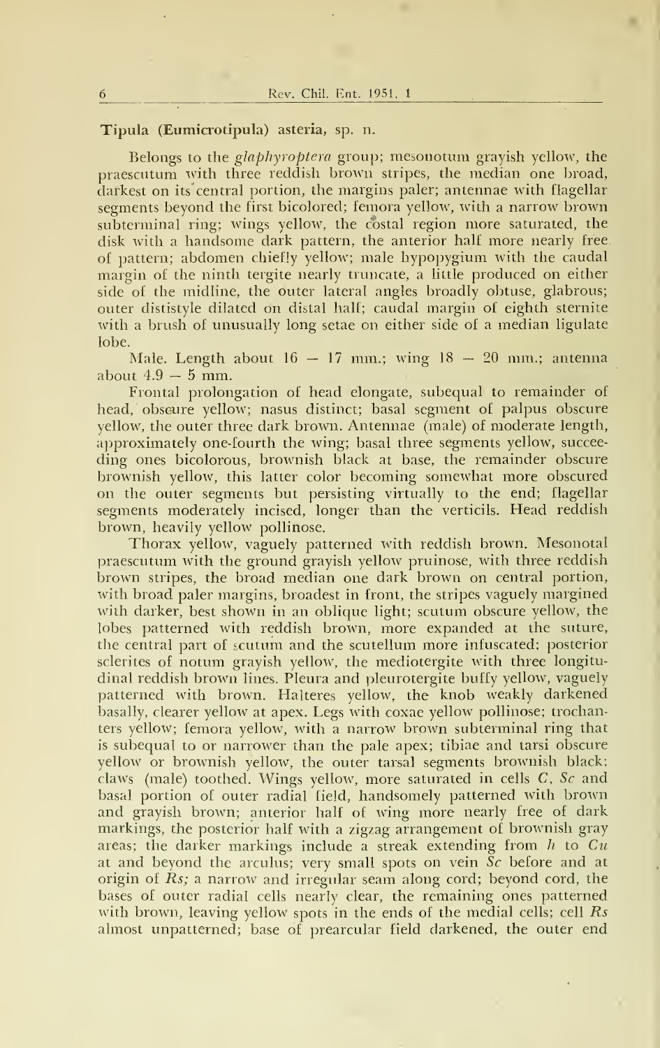**Tipula (Eumicrotipula) asteria, sp. n.**

Belongs to the *glaphyroptera* group; mesonotum grayish yellow, the praescutum with three reddish brown stripes, the median one broad, darkest on its central portion, the margins paler; antennae with flagellar segments beyond the first bicolored; femora yellow, with a narrow brown subterminal ring; wings yellow, the costal region more saturated, the disk with a handsome dark pattern, the anterior half more nearly free of pattern; abdomen chiefly yellow; male hypopygium with the caudal margin of the ninth tergite nearly truncate, a little produced on either side of the midline, the outer lateral angles broadly obtuse, glabrous; outer dististyle dilated on distal half; caudal margin of eighth sternite with a brush of unusually long setae on either side of a median ligulate lobe.

Male. Length about 16 — 17 mm.; wing 18 — 20 mm.; antenna about 4.9 — 5 mm.

Frontal prolongation of head elongate, subequal to remainder of head, obscure yellow; nasus distinct; basal segment of palpus obscure yellow, the outer three dark brown. Antennae (male) of moderate length, approximately one-fourth the wing; basal three segments yellow, succeeding ones bicolorous, brownish black at base, the remainder obscure brownish yellow, this latter color becoming somewhat more obscured on the outer segments but persisting virtually to the end; flagellar segments moderately incised, longer than the verticils. Head reddish brown, heavily yellow pollinose.

Thorax yellow, vaguely patterned with reddish brown. Mesonotal praescutum with the ground grayish yellow pruinose, with three reddish brown stripes, the broad median one dark brown on central portion, with broad paler margins, broadest in front, the stripes vaguely margined with darker, best shown in an oblique light; scutum obscure yellow, the lobes patterned with reddish brown, more expanded at the suture, the central part of scutum and the scutellum more infuscated; posterior sclerites of notum grayish yellow, the mediotergite with three longitudinal reddish brown lines. Pleura and pleurotergite buffy yellow, vaguely patterned with brown. Halteres yellow, the knob weakly darkened basally, clearer yellow at apex. Legs with coxae yellow pollinose; trochanters yellow; femora yellow, with a narrow brown subterminal ring that is subequal to or narrower than the pale apex; tibiae and tarsi obscure yellow or brownish yellow, the outer tarsal segments brownish black; claws (male) toothed. Wings yellow, more saturated in cells *C*, *Sc* and basal portion of outer radial field, handsomely patterned with brown and grayish brown; anterior half of wing more nearly free of dark markings, the posterior half with a zigzag arrangement of brownish gray areas; the darker markings include a streak extending from *h* to *Cu* at and beyond the arculus; very small spots on vein *Sc* before and at origin of *Rs*; a narrow and irregular seam along cord; beyond cord, the bases of outer radial cells nearly clear, the remaining ones patterned with brown, leaving yellow spots in the ends of the medial cells; cell *Rs* almost unpatterned; base of prearcular field darkened, the outer end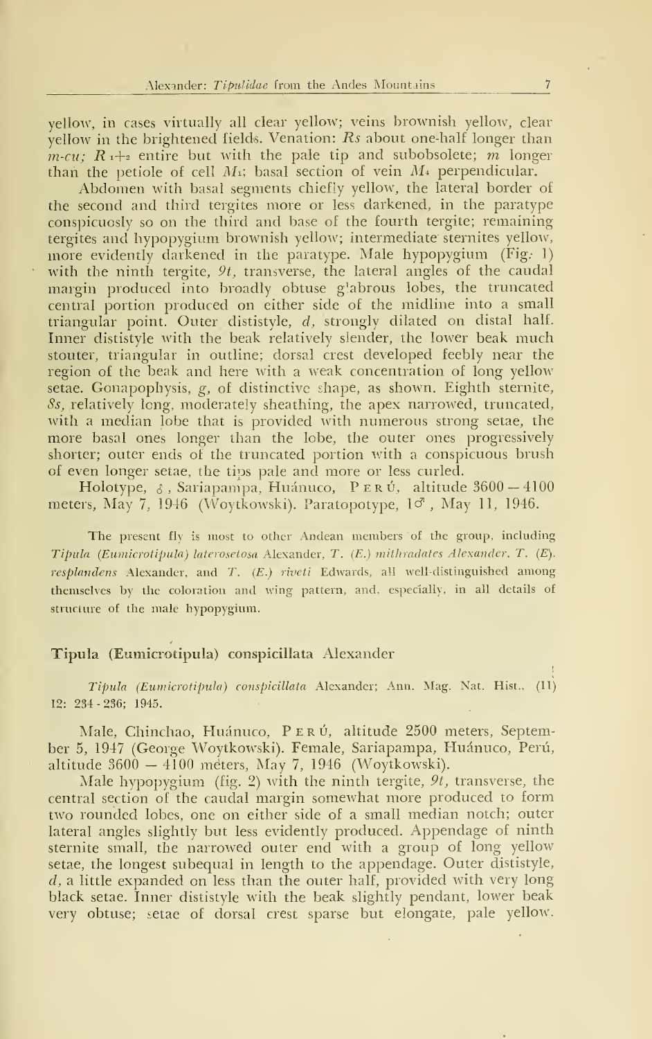yellow, in cases virtually all clear yellow; veins brownish yellow, clear yellow in the brightened fields. Venation: *Rs* about one-half longer than *m-cu*; $R_{1+2}$ entire but with the pale tip and subobsolete; *m* longer than the petiole of cell $M_1$; basal section of vein $M_4$ perpendicular.

Abdomen with basal segments chiefly yellow, the lateral border of the second and third tergites more or less darkened, in the paratype conspicuosly so on the third and base of the fourth tergite; remaining tergites and hypopygium brownish yellow; intermediate sternites yellow, more evidently darkened in the paratype. Male hypopygium (Fig. 1) with the ninth tergite, *9t*, transverse, the lateral angles of the caudal margin produced into broadly obtuse glabrous lobes, the truncated central portion produced on either side of the midline into a small triangular point. Outer dististyle, *d*, strongly dilated on distal half. Inner dististyle with the beak relatively slender, the lower beak much stouter, triangular in outline; dorsal crest developed feebly near the region of the beak and here with a weak concentration of long yellow setae. Gonapophysis, *g*, of distinctive shape, as shown. Eighth sternite, *8s*, relatively long, moderately sheathing, the apex narrowed, truncated, with a median lobe that is provided with numerous strong setae, the more basal ones longer than the lobe, the outer ones progressively shorter; outer ends of the truncated portion with a conspicuous brush of even longer setae, the tips pale and more or less curled.

Holotype, ♂, Sariapampa, Huánuco, PERÚ, altitude 3600 – 4100 meters, May 7, 1946 (Woytkowski). Paratopotype, 1♂, May 11, 1946.

The present fly is most to other Andean members of the group, including *Tipula (Eumicrotipula) laterosetosa* Alexander, *T. (E.) mithradates* Alexander, *T. (E). resplandens* Alexander, and *T. (E.) riveti* Edwards, all well-distinguished among themselves by the coloration and wing pattern, and, especially, in all details of structure of the male hypopygium.

### Tipula (Eumicrotipula) conspicillata Alexander

*Tipula (Eumicrotipula) conspicillata* Alexander; Ann. Mag. Nat. Hist., (11) 12: 234 - 236; 1945.

Male, Chinchao, Huánuco, PERÚ, altitude 2500 meters, September 5, 1947 (George Woytkowski). Female, Sariapampa, Huánuco, Perú, altitude 3600 – 4100 méters, May 7, 1946 (Woytkowski).

Male hypopygium (fig. 2) with the ninth tergite, *9t*, transverse, the central section of the caudal margin somewhat more produced to form two rounded lobes, one on either side of a small median notch; outer lateral angles slightly but less evidently produced. Appendage of ninth sternite small, the narrowed outer end with a group of long yellow setae, the longest subequal in length to the appendage. Outer dististyle, *d*, a little expanded on less than the outer half, provided with very long black setae. Inner dististyle with the beak slightly pendant, lower beak very obtuse; setae of dorsal crest sparse but elongate, pale yellow.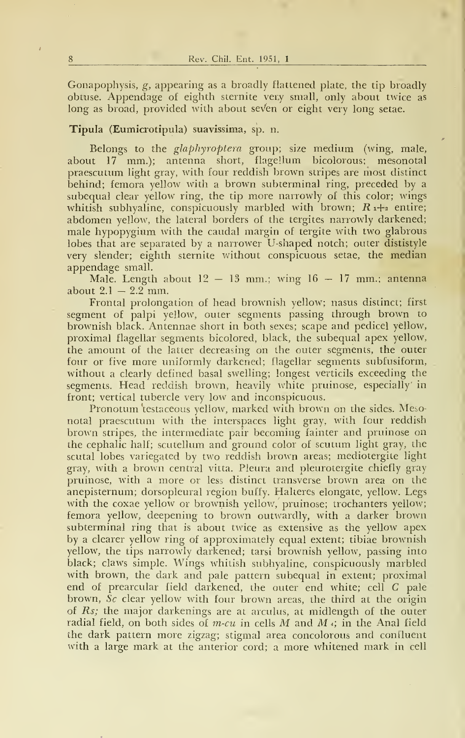Gonapophysis, *g*, appearing as a broadly flattened plate, the tip broadly obtuse. Appendage of eighth sternite very small, only about twice as long as broad, provided with about seven or eight very long setae.

### Tipula (Eumicrotipula) suavissima, sp. n.

Belongs to the *glaphyroptera* group; size medium (wing, male, about 17 mm.); antenna short, flagellum bicolorous; mesonotal praescutum light gray, with four reddish brown stripes are most distinct behind; femora yellow with a brown subterminal ring, preceded by a subequal clear yellow ring, the tip more narrowly of this color; wings whitish subhyaline, conspicuously marbled with brown; $R_{1+2}$ entire; abdomen yellow, the lateral borders of the tergites narrowly darkened; male hypopygium with the caudal margin of tergite with two glabrous lobes that are separated by a narrower U-shaped notch; outer dististyle very slender; eighth sternite without conspicuous setae, the median appendage small.

Male. Length about 12 — 13 mm.; wing 16 — 17 mm.; antenna about 2.1 — 2.2 mm.

Frontal prolongation of head brownish yellow; nasus distinct; first segment of palpi yellow, outer segments passing through brown to brownish black. Antennae short in both sexes; scape and pedicel yellow, proximal flagellar segments bicolored, black, the subequal apex yellow, the amount of the latter decreasing on the outer segments, the outer four or five more uniformly darkened; flagellar segments subfusiform, without a clearly defined basal swelling; longest verticils exceeding the segments. Head reddish brown, heavily white pruinose, especially in front; vertical tubercle very low and inconspicuous.

Pronotum testaceous yellow, marked with brown on the sides. Mesonotal praescutum with the interspaces light gray, with four reddish brown stripes, the intermediate pair becoming fainter and pruinose on the cephalic half; scutellum and ground color of scutum light gray, the scutal lobes variegated by two reddish brown areas; mediotergite light gray, with a brown central vitta. Pleura and pleurotergite chiefly gray pruinose, with a more or less distinct transverse brown area on the anepisternum; dorsopleural region buffy. Halteres elongate, yellow. Legs with the coxae yellow or brownish yellow, pruinose; trochanters yellow; femora yellow, deepening to brown outwardly, with a darker brown subterminal ring that is about twice as extensive as the yellow apex by a clearer yellow ring of approximately equal extent; tibiae brownish yellow, the tips narrowly darkened; tarsi brownish yellow, passing into black; claws simple. Wings whitish subhyaline, conspicuously marbled with brown, the dark and pale pattern subequal in extent; proximal end of prearcular field darkened, the outer end white; cell *C* pale brown, *Sc* clear yellow with four brown areas, the third at the origin of *Rs;* the major darkenings are at arculus, at midlength of the outer radial field, on both sides of *m-cu* in cells *M* and $M_4$; in the Anal field the dark pattern more zigzag; stigmal area concolorous and confluent with a large mark at the anterior cord; a more whitened mark in cell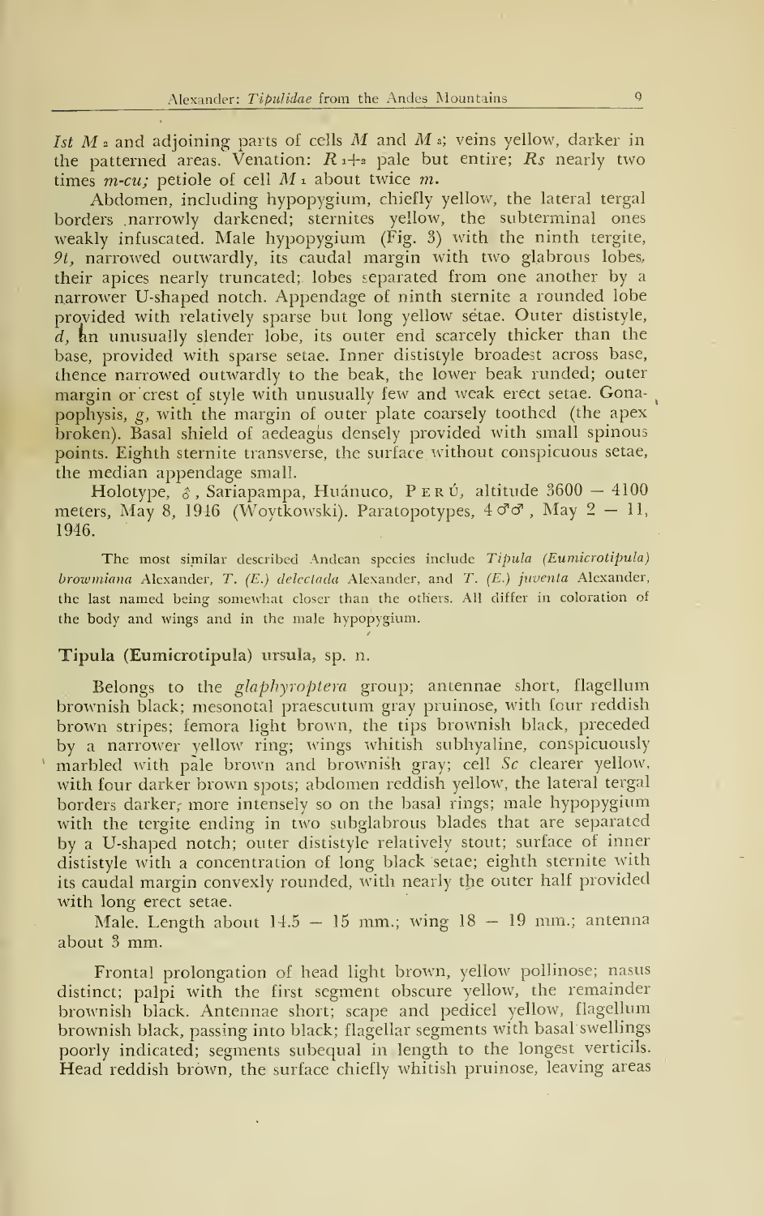*1st* $M_2$ and adjoining parts of cells *M* and $M_3$; veins yellow, darker in the patterned areas. Venation: $R_{1+2}$ pale but entire; *Rs* nearly two times *m-cu;* petiole of cell $M_1$ about twice *m.*

Abdomen, including hypopygium, chiefly yellow, the lateral tergal borders narrowly darkened; sternites yellow, the subterminal ones weakly infuscated. Male hypopygium (Fig. 3) with the ninth tergite, *9t*, narrowed outwardly, its caudal margin with two glabrous lobes, their apices nearly truncated; lobes separated from one another by a narrower U-shaped notch. Appendage of ninth sternite a rounded lobe provided with relatively sparse but long yellow setae. Outer dististyle, *d*, an unusually slender lobe, its outer end scarcely thicker than the base, provided with sparse setae. Inner dististyle broadest across base, thence narrowed outwardly to the beak, the lower beak runded; outer margin or crest of style with unusually few and weak erect setae. Gonapophysis, *g*, with the margin of outer plate coarsely toothed (the apex broken). Basal shield of aedeagus densely provided with small spinous points. Eighth sternite transverse, the surface without conspicuous setae, the median appendage small.

Holotype, ♂, Sariapampa, Huánuco, PERÚ, altitude 3600 – 4100 meters, May 8, 1946 (Woytkowski). Paratopotypes, 4 ♂♂, May 2 – 11, 1946.

The most similar described Andean species include *Tipula (Eumicrotipula) browniana* Alexander, *T. (E.) delectada* Alexander, and *T. (E.) juventa* Alexander, the last named being somewhat closer than the others. All differ in coloration of the body and wings and in the male hypopygium.

### Tipula (Eumicrotipula) ursula, sp. n.

Belongs to the *glaphyroptera* group; antennae short, flagellum brownish black; mesonotal praescutum gray pruinose, with four reddish brown stripes; femora light brown, the tips brownish black, preceded by a narrower yellow ring; wings whitish subhyaline, conspicuously marbled with pale brown and brownish gray; cell *Sc* clearer yellow, with four darker brown spots; abdomen reddish yellow, the lateral tergal borders darker, more intensely so on the basal rings; male hypopygium with the tergite ending in two subglabrous blades that are separated by a U-shaped notch; outer dististyle relatively stout; surface of inner dististyle with a concentration of long black setae; eighth sternite with its caudal margin convexly rounded, with nearly the outer half provided with long erect setae.

Male. Length about 14.5 – 15 mm.; wing 18 – 19 mm.; antenna about 3 mm.

Frontal prolongation of head light brown, yellow pollinose; nasus distinct; palpi with the first segment obscure yellow, the remainder brownish black. Antennae short; scape and pedicel yellow, flagellum brownish black, passing into black; flagellar segments with basal swellings poorly indicated; segments subequal in length to the longest verticils. Head reddish brown, the surface chiefly whitish pruinose, leaving areas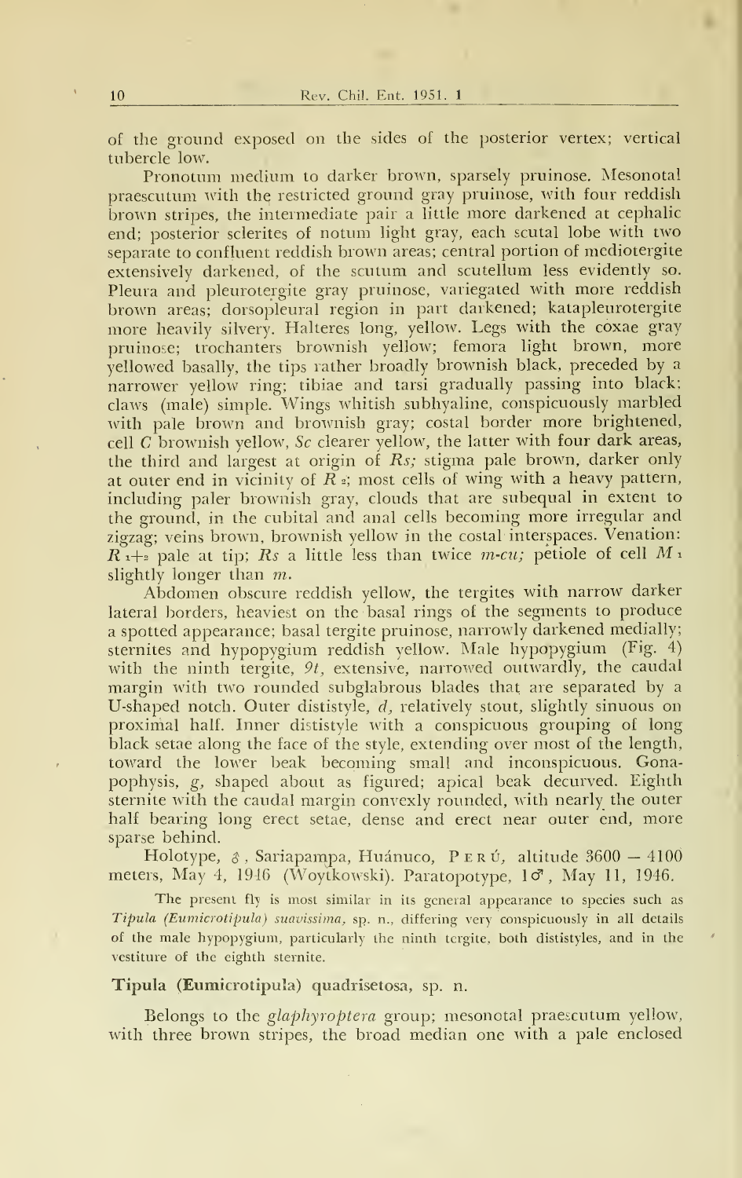of the ground exposed on the sides of the posterior vertex; vertical tubercle low.

Pronotum medium to darker brown, sparsely pruinose. Mesonotal praescutum with the restricted ground gray pruinose, with four reddish brown stripes, the intermediate pair a little more darkened at cephalic end; posterior sclerites of notum light gray, each scutal lobe with two separate to confluent reddish brown areas; central portion of mediotergite extensively darkened, of the scutum and scutellum less evidently so. Pleura and pleurotergite gray pruinose, variegated with more reddish brown areas; dorsopleural region in part darkened; katapleurotergite more heavily silvery. Halteres long, yellow. Legs with the coxae gray pruinose; trochanters brownish yellow; femora light brown, more yellowed basally, the tips rather broadly brownish black, preceded by a narrower yellow ring; tibiae and tarsi gradually passing into black; claws (male) simple. Wings whitish subhyaline, conspicuously marbled with pale brown and brownish gray; costal border more brightened, cell *C* brownish yellow, *Sc* clearer yellow, the latter with four dark areas, the third and largest at origin of *Rs;* stigma pale brown, darker only at outer end in vicinity of $R_2$; most cells of wing with a heavy pattern, including paler brownish gray, clouds that are subequal in extent to the ground, in the cubital and anal cells becoming more irregular and zigzag; veins brown, brownish yellow in the costal interspaces. Venation: $R_{1+2}$ pale at tip; *Rs* a little less than twice *m-cu;* petiole of cell $M_1$ slightly longer than *m*.

Abdomen obscure reddish yellow, the tergites with narrow darker lateral borders, heaviest on the basal rings of the segments to produce a spotted appearance; basal tergite pruinose, narrowly darkened medially; sternites and hypopygium reddish yellow. Male hypopygium (Fig. 4) with the ninth tergite, *9t*, extensive, narrowed outwardly, the caudal margin with two rounded subglabrous blades that are separated by a U-shaped notch. Outer dististyle, *d*, relatively stout, slightly sinuous on proximal half. Inner dististyle with a conspicuous grouping of long black setae along the face of the style, extending over most of the length, toward the lower beak becoming small and inconspicuous. Gonapophysis, *g*, shaped about as figured; apical beak decurved. Eighth sternite with the caudal margin convexly rounded, with nearly the outer half bearing long erect setae, dense and erect near outer end, more sparse behind.

Holotype, ♂, Sariapampa, Huánuco, PERÚ, altitude 3600 — 4100 meters, May 4, 1946 (Woytkowski). Paratopotype, 1♂, May 11, 1946.

The present fly is most similar in its general appearance to species such as *Tipula (Eumicrotipula) suavissima*, sp. n., differing very conspicuously in all details of the male hypopygium, particularly the ninth tergite, both dististyles, and in the vestiture of the eighth sternite.

### Tipula (Eumicrotipula) quadrisetosa, sp. n.

Belongs to the *glaphyroptera* group; mesonotal praescutum yellow, with three brown stripes, the broad median one with a pale enclosed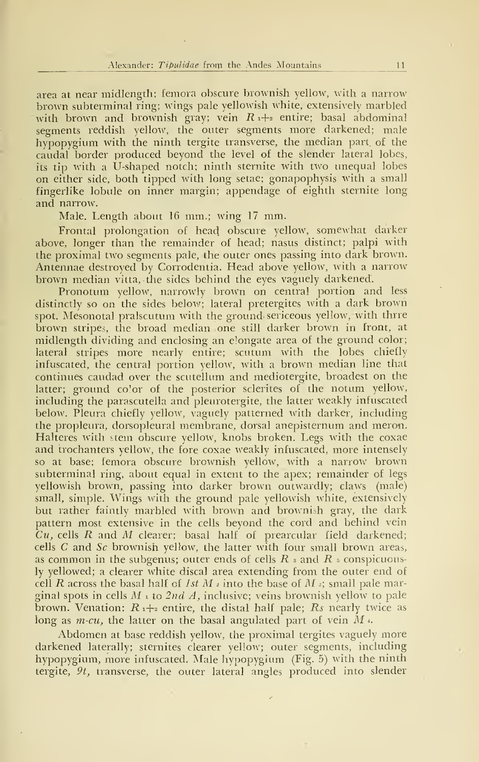area at near midlength; femora obscure brownish yellow, with a narrow brown subterminal ring; wings pale yellowish white, extensively marbled with brown and brownish gray; vein $R_{1+2}$ entire; basal abdominal segments reddish yellow, the outer segments more darkened; male hypopygium with the ninth tergite transverse, the median part of the caudal border produced beyond the level of the slender lateral lobes, its tip with a U-shaped notch; ninth sternite with two unequal lobes on either side, both tipped with long setae; gonapophysis with a small fingerlike lobule on inner margin; appendage of eighth sternite long and narrow.

Male. Length about 16 mm.; wing 17 mm.

Frontal prolongation of head obscure yellow, somewhat darker above, longer than the remainder of head; nasus distinct; palpi with the proximal two segments pale, the outer ones passing into dark brown. Antennae destroyed by Corrodentia. Head above yellow, with a narrow brown median vitta, the sides behind the eyes vaguely darkened.

Pronotum yellow, narrowly brown on central portion and less distinctly so on the sides below; lateral pretergites with a dark brown spot. Mesonotal pralscutum with the ground sericeous yellow, with thrre brown stripes, the broad median one still darker brown in front, at midlength dividing and enclosing an elongate area of the ground color; lateral stripes more nearly entire; scutum with the lobes chiefly infuscated, the central portion yellow, with a brown median line that continues caudad over the scutellum and mediotergite, broadest on the latter; ground color of the posterior sclerites of the notum yellow, including the parascutella and pleurotergite, the latter weakly infuscated below. Pleura chiefly yellow, vaguely patterned with darker, including the propleura, dorsopleural membrane, dorsal anepisternum and meron. Halteres with stem obscure yellow, knobs broken. Legs with the coxae and trochanters yellow, the fore coxae weakly infuscated, more intensely so at base; femora obscure brownish yellow, with a narrow brown subterminal ring, about equal in extent to the apex; remainder of legs yellowish brown, passing into darker brown outwardly; claws (male) small, simple. Wings with the ground pale yellowish white, extensively but rather faintly marbled with brown and brownish gray, the dark pattern most extensive in the cells beyond the cord and behind vein *Cu*, cells *R* and *M* clearer; basal half of prearcular field darkened; cells *C* and *Sc* brownish yellow, the latter with four small brown areas, as common in the subgenus; outer ends of cells $R_3$ and $R_5$ conspicuously yellowed; a clearer white discal area extending from the outer end of cell *R* across the basal half of *1st* $M_2$ into the base of $M_3$; small pale marginal spots in cells $M_1$ to *2nd A*, inclusive; veins brownish yellow to pale brown. Venation: $R_{1+2}$ entire, the distal half pale; *Rs* nearly twice as long as *m-cu*, the latter on the basal angulated part of vein $M_4$.

Abdomen at base reddish yellow, the proximal tergites vaguely more darkened laterally; sternites clearer yellow; outer segments, including hypopygium, more infuscated. Male hypopygium (Fig. 5) with the ninth tergite, *9t*, transverse, the outer lateral angles produced into slender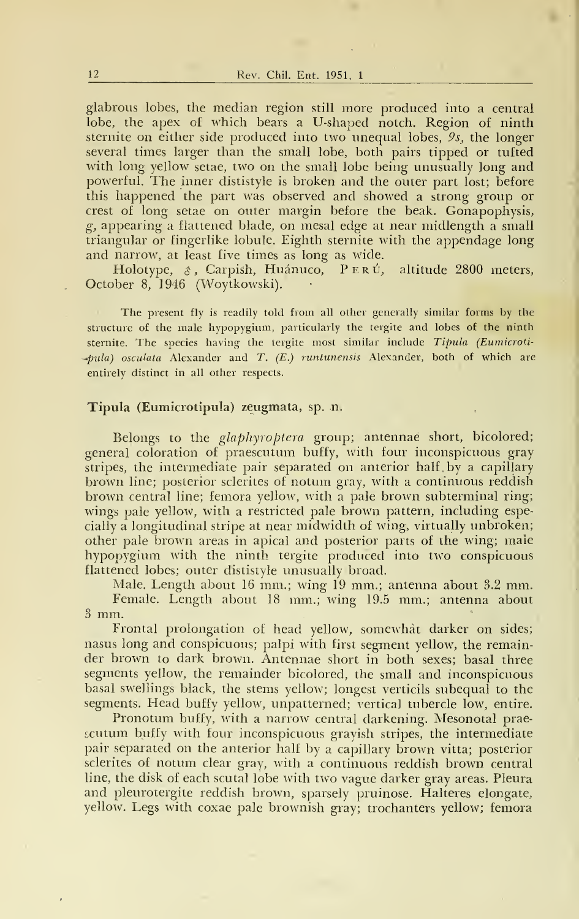glabrous lobes, the median region still more produced into a central lobe, the apex of which bears a U-shaped notch. Region of ninth sternite on either side produced into two unequal lobes, *9s*, the longer several times larger than the small lobe, both pairs tipped or tufted with long yellow setae, two on the small lobe being unusually long and powerful. The inner dististyle is broken and the outer part lost; before this happened the part was observed and showed a strong group or crest of long setae on outer margin before the beak. Gonapophysis, *g*, appearing a flattened blade, on mesal edge at near midlength a small triangular or fingerlike lobule. Eighth sternite with the appendage long and narrow, at least five times as long as wide.

Holotype, ♂, Carpish, Huánuco, PERÚ, altitude 2800 meters, October 8, 1946 (Woytkowski).

The present fly is readily told from all other generally similar forms by the structure of the male hypopygium, particularly the tergite and lobes of the ninth sternite. The species having the tergite most similar include *Tipula (Eumicrotipula) osculata* Alexander and *T. (E.) runtunensis* Alexander, both of which are entirely distinct in all other respects.

### Tipula (Eumicrotipula) zeugmata, sp. n.

Belongs to the *glaphyroptera* group; antennae short, bicolored; general coloration of praescutum buffy, with four inconspicuous gray stripes, the intermediate pair separated on anterior half by a capillary brown line; posterior sclerites of notum gray, with a continuous reddish brown central line; femora yellow, with a pale brown subterminal ring; wings pale yellow, with a restricted pale brown pattern, including especially a longitudinal stripe at near midwidth of wing, virtually unbroken; other pale brown areas in apical and posterior parts of the wing; male hypopygium with the ninth tergite produced into two conspicuous flattened lobes; outer dististyle unusually broad.

Male. Length about 16 mm.; wing 19 mm.; antenna about 3.2 mm.

Female. Length about 18 mm.; wing 19.5 mm.; antenna about 3 mm.

Frontal prolongation of head yellow, somewhat darker on sides; nasus long and conspicuous; palpi with first segment yellow, the remainder brown to dark brown. Antennae short in both sexes; basal three segments yellow, the remainder bicolored, the small and inconspicuous basal swellings black, the stems yellow; longest verticils subequal to the segments. Head buffy yellow, unpatterned; vertical tubercle low, entire.

Pronotum buffy, with a narrow central darkening. Mesonotal praescutum buffy with four inconspicuous grayish stripes, the intermediate pair separated on the anterior half by a capillary brown vitta; posterior sclerites of notum clear gray, with a continuous reddish brown central line, the disk of each scutal lobe with two vague darker gray areas. Pleura and pleurotergite reddish brown, sparsely pruinose. Halteres elongate, yellow. Legs with coxae pale brownish gray; trochanters yellow; femora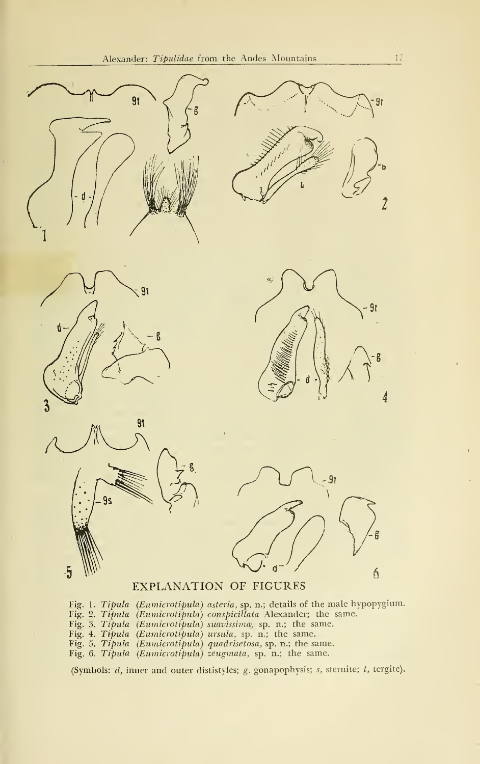EXPLANATION OF FIGURES

Fig. 1. *Tipula* (*Eumicrotipula*) *asteria*, sp. n.; details of the male hypopygium.
Fig. 2. *Tipula* (*Eumicrotipula*) *conspicillata* Alexander; the same.
Fig. 3. *Tipula* (*Eumicrotipula*) *suavissima*, sp. n.; the same.
Fig. 4. *Tipula* (*Eumicrotipula*) *ursula*, sp. n.; the same.
Fig. 5. *Tipula* (*Eumicrotipula*) *quadrisetosa*, sp. n.; the same.
Fig. 6. *Tipula* (*Eumicrotipula*) *zeugmata*, sp. n.; the same.

(Symbols: *d*, inner and outer dististyles; *g*. gonapophysis; *s*, sternite; *t*, tergite).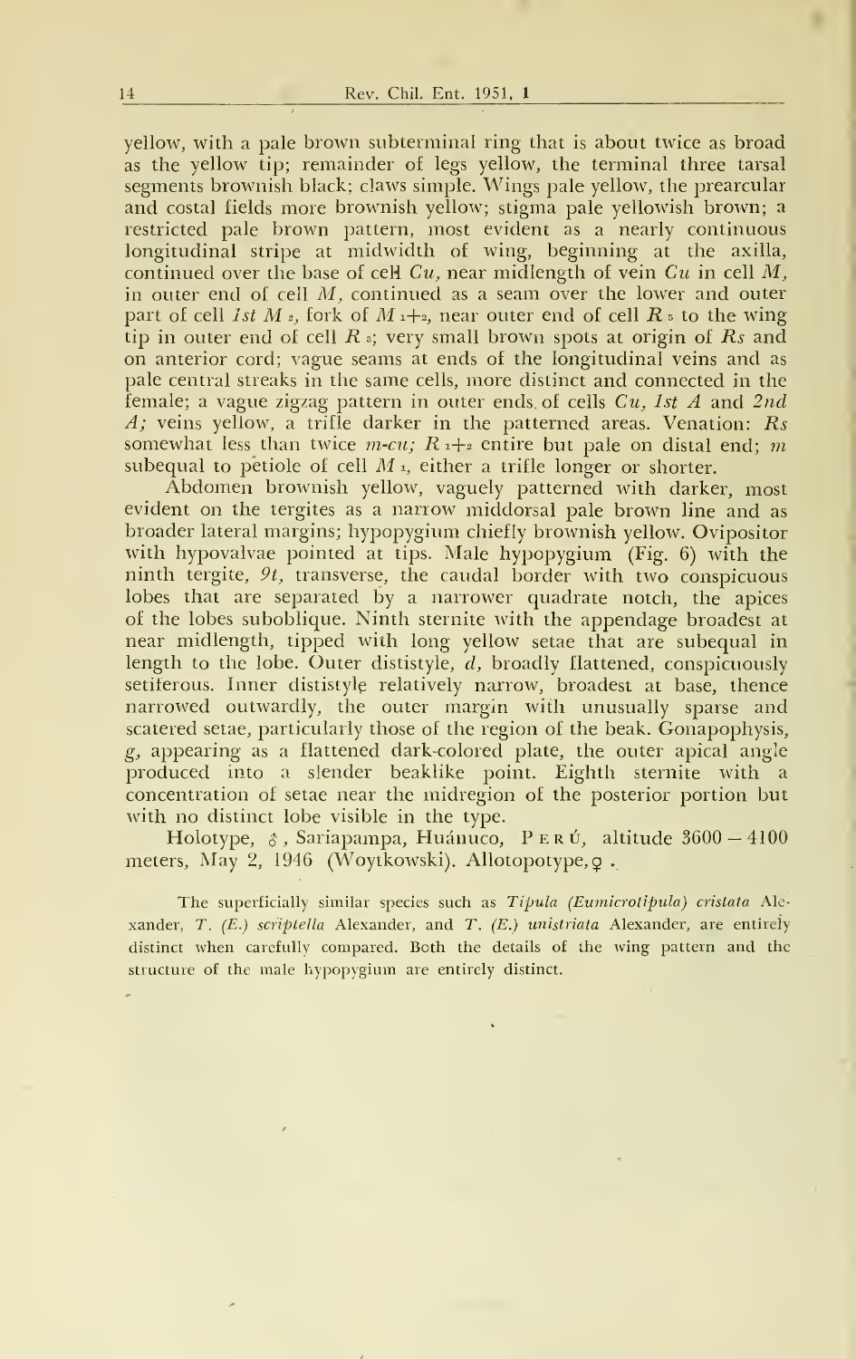yellow, with a pale brown subterminal ring that is about twice as broad as the yellow tip; remainder of legs yellow, the terminal three tarsal segments brownish black; claws simple. Wings pale yellow, the prearcular and costal fields more brownish yellow; stigma pale yellowish brown; a restricted pale brown pattern, most evident as a nearly continuous longitudinal stripe at midwidth of wing, beginning at the axilla, continued over the base of cell *Cu*, near midlength of vein *Cu* in cell *M*, in outer end of cell *M*, continued as a seam over the lower and outer part of cell *1st* $M_2$, fork of $M_{1+2}$, near outer end of cell $R_5$ to the wing tip in outer end of cell $R_3$; very small brown spots at origin of *Rs* and on anterior cord; vague seams at ends of the longitudinal veins and as pale central streaks in the same cells, more distinct and connected in the female; a vague zigzag pattern in outer ends of cells *Cu*, *1st A* and *2nd A*; veins yellow, a trifle darker in the patterned areas. Venation: *Rs* somewhat less than twice *m-cu*; $R_{1+2}$ entire but pale on distal end; *m* subequal to petiole of cell $M_1$, either a trifle longer or shorter.

Abdomen brownish yellow, vaguely patterned with darker, most evident on the tergites as a narrow middorsal pale brown line and as broader lateral margins; hypopygium chiefly brownish yellow. Ovipositor with hypovalvae pointed at tips. Male hypopygium (Fig. 6) with the ninth tergite, *9t*, transverse, the caudal border with two conspicuous lobes that are separated by a narrower quadrate notch, the apices of the lobes suboblique. Ninth sternite with the appendage broadest at near midlength, tipped with long yellow setae that are subequal in length to the lobe. Outer dististyle, *d*, broadly flattened, conspicuously setiferous. Inner dististyle relatively narrow, broadest at base, thence narrowed outwardly, the outer margin with unusually sparse and scatered setae, particularly those of the region of the beak. Gonapophysis, *g*, appearing as a flattened dark-colored plate, the outer apical angle produced into a slender beaklike point. Eighth sternite with a concentration of setae near the midregion of the posterior portion but with no distinct lobe visible in the type.

Holotype, ♂, Sariapampa, Huánuco, PERÚ, altitude 3600 – 4100 meters, May 2, 1946 (Woytkowski). Allotopotype, ♀.

The superficially similar species such as *Tipula (Eumicrotipula) cristata* Alexander, *T. (E.) scriptella* Alexander, and *T. (E.) unistriata* Alexander, are entirely distinct when carefully compared. Both the details of the wing pattern and the structure of the male hypopygium are entirely distinct.